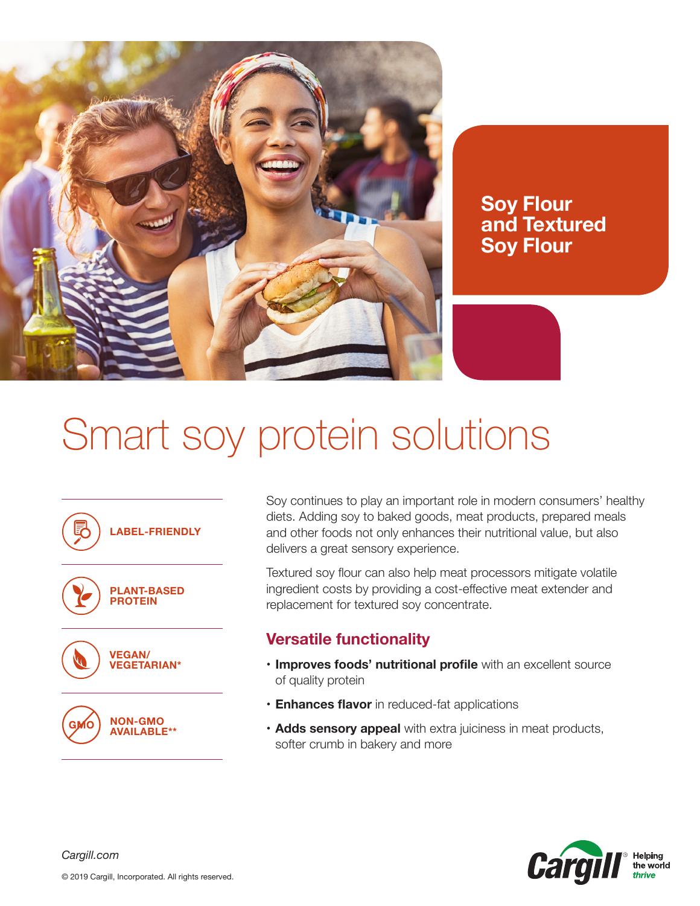# Soy Flour and Textured Soy Flour

# Smart soy protein solutions

- LABEL-FRIENDLY
- PLANT-BASED PROTEIN
- VEGAN/ VEGETARIAN*
- NON-GMO AVAILABLE**

Soy continues to play an important role in modern consumers' healthy diets. Adding soy to baked goods, meat products, prepared meals and other foods not only enhances their nutritional value, but also delivers a great sensory experience.

Textured soy flour can also help meat processors mitigate volatile ingredient costs by providing a cost-effective meat extender and replacement for textured soy concentrate.

## Versatile functionality

- **Improves foods' nutritional profile** with an excellent source of quality protein
- **Enhances flavor** in reduced-fat applications
- **Adds sensory appeal** with extra juiciness in meat products, softer crumb in bakery and more

*Cargill.com*

© 2019 Cargill, Incorporated. All rights reserved.

Cargill® Helping the world thrive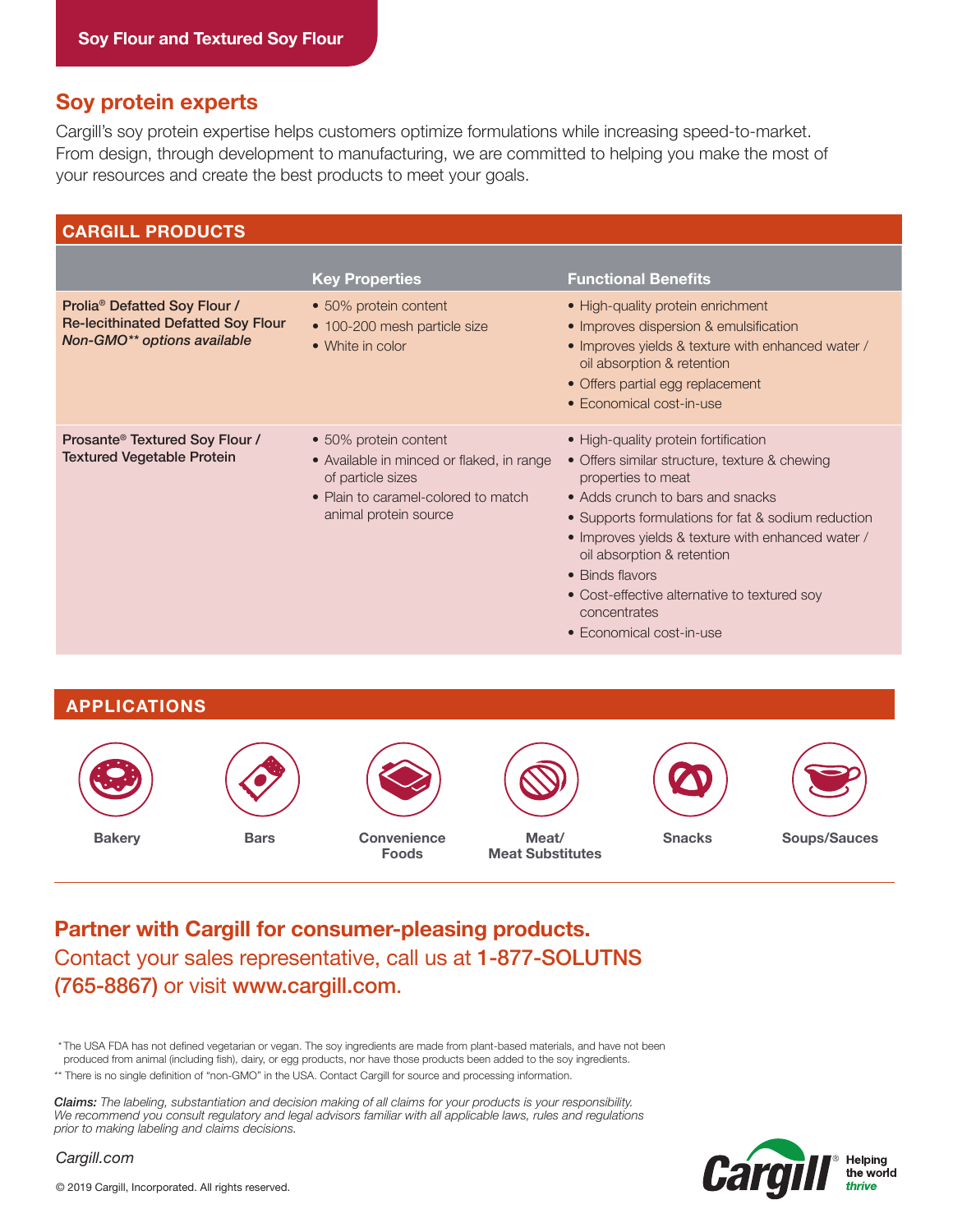Soy Flour and Textured Soy Flour

## Soy protein experts

Cargill's soy protein expertise helps customers optimize formulations while increasing speed-to-market. From design, through development to manufacturing, we are committed to helping you make the most of your resources and create the best products to meet your goals.

## CARGILL PRODUCTS

| | Key Properties | Functional Benefits |
|---|---|---|
| **Prolia® Defatted Soy Flour / Re-lecithinated Defatted Soy Flour** ***Non-GMO\*\* options available*** | • 50% protein content<br>• 100-200 mesh particle size<br>• White in color | • High-quality protein enrichment<br>• Improves dispersion & emulsification<br>• Improves yields & texture with enhanced water / oil absorption & retention<br>• Offers partial egg replacement<br>• Economical cost-in-use |
| **Prosante® Textured Soy Flour / Textured Vegetable Protein** | • 50% protein content<br>• Available in minced or flaked, in range of particle sizes<br>• Plain to caramel-colored to match animal protein source | • High-quality protein fortification<br>• Offers similar structure, texture & chewing properties to meat<br>• Adds crunch to bars and snacks<br>• Supports formulations for fat & sodium reduction<br>• Improves yields & texture with enhanced water / oil absorption & retention<br>• Binds flavors<br>• Cost-effective alternative to textured soy concentrates<br>• Economical cost-in-use |

## APPLICATIONS

Bakery

Bars

Convenience Foods

Meat/ Meat Substitutes

Snacks

Soups/Sauces

**Partner with Cargill for consumer-pleasing products.**
Contact your sales representative, call us at **1-877-SOLUTNS (765-8867)** or visit **www.cargill.com**.

\* The USA FDA has not defined vegetarian or vegan. The soy ingredients are made from plant-based materials, and have not been produced from animal (including fish), dairy, or egg products, nor have those products been added to the soy ingredients.

\*\* There is no single definition of "non-GMO" in the USA. Contact Cargill for source and processing information.

***Claims:*** *The labeling, substantiation and decision making of all claims for your products is your responsibility. We recommend you consult regulatory and legal advisors familiar with all applicable laws, rules and regulations prior to making labeling and claims decisions.*

*Cargill.com*

© 2019 Cargill, Incorporated. All rights reserved.

Cargill® Helping the world *thrive*